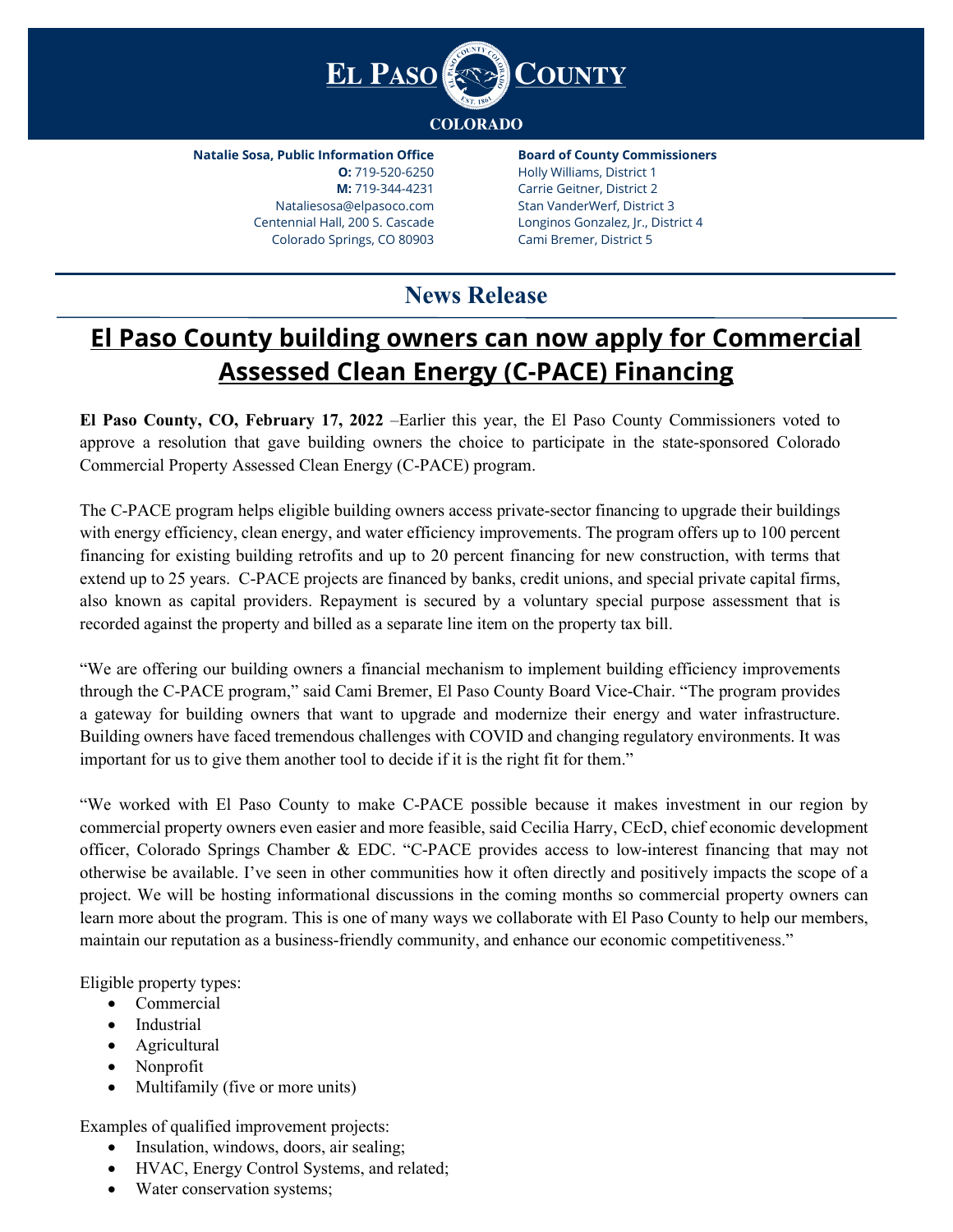**EL PASO COUNTY**

**COLORADO**

**Natalie Sosa, Public Information Office**
**O:** 719-520-6250
**M:** 719-344-4231
Nataliesosa@elpasoco.com
Centennial Hall, 200 S. Cascade
Colorado Springs, CO 80903

**Board of County Commissioners**
Holly Williams, District 1
Carrie Geitner, District 2
Stan VanderWerf, District 3
Longinos Gonzalez, Jr., District 4
Cami Bremer, District 5

## News Release

# El Paso County building owners can now apply for Commercial Assessed Clean Energy (C-PACE) Financing

**El Paso County, CO, February 17, 2022** –Earlier this year, the El Paso County Commissioners voted to approve a resolution that gave building owners the choice to participate in the state-sponsored Colorado Commercial Property Assessed Clean Energy (C-PACE) program.

The C-PACE program helps eligible building owners access private-sector financing to upgrade their buildings with energy efficiency, clean energy, and water efficiency improvements. The program offers up to 100 percent financing for existing building retrofits and up to 20 percent financing for new construction, with terms that extend up to 25 years. C-PACE projects are financed by banks, credit unions, and special private capital firms, also known as capital providers. Repayment is secured by a voluntary special purpose assessment that is recorded against the property and billed as a separate line item on the property tax bill.

"We are offering our building owners a financial mechanism to implement building efficiency improvements through the C-PACE program," said Cami Bremer, El Paso County Board Vice-Chair. "The program provides a gateway for building owners that want to upgrade and modernize their energy and water infrastructure. Building owners have faced tremendous challenges with COVID and changing regulatory environments. It was important for us to give them another tool to decide if it is the right fit for them."

"We worked with El Paso County to make C-PACE possible because it makes investment in our region by commercial property owners even easier and more feasible, said Cecilia Harry, CEcD, chief economic development officer, Colorado Springs Chamber & EDC. "C-PACE provides access to low-interest financing that may not otherwise be available. I've seen in other communities how it often directly and positively impacts the scope of a project. We will be hosting informational discussions in the coming months so commercial property owners can learn more about the program. This is one of many ways we collaborate with El Paso County to help our members, maintain our reputation as a business-friendly community, and enhance our economic competitiveness."

Eligible property types:

- Commercial
- Industrial
- Agricultural
- Nonprofit
- Multifamily (five or more units)

Examples of qualified improvement projects:

- Insulation, windows, doors, air sealing;
- HVAC, Energy Control Systems, and related;
- Water conservation systems;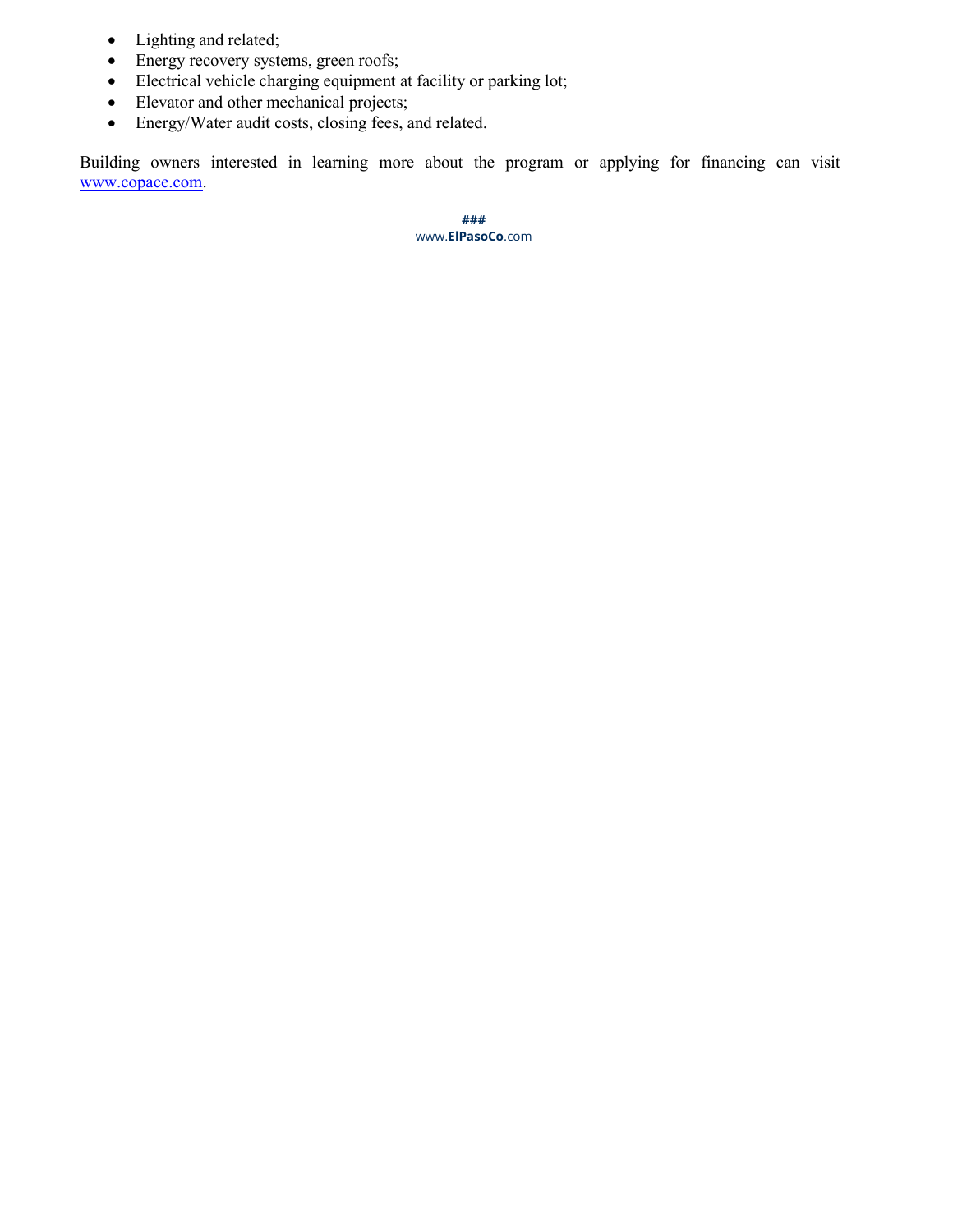- Lighting and related;
- Energy recovery systems, green roofs;
- Electrical vehicle charging equipment at facility or parking lot;
- Elevator and other mechanical projects;
- Energy/Water audit costs, closing fees, and related.

Building owners interested in learning more about the program or applying for financing can visit www.copace.com.

###

www.**ElPasoCo**.com